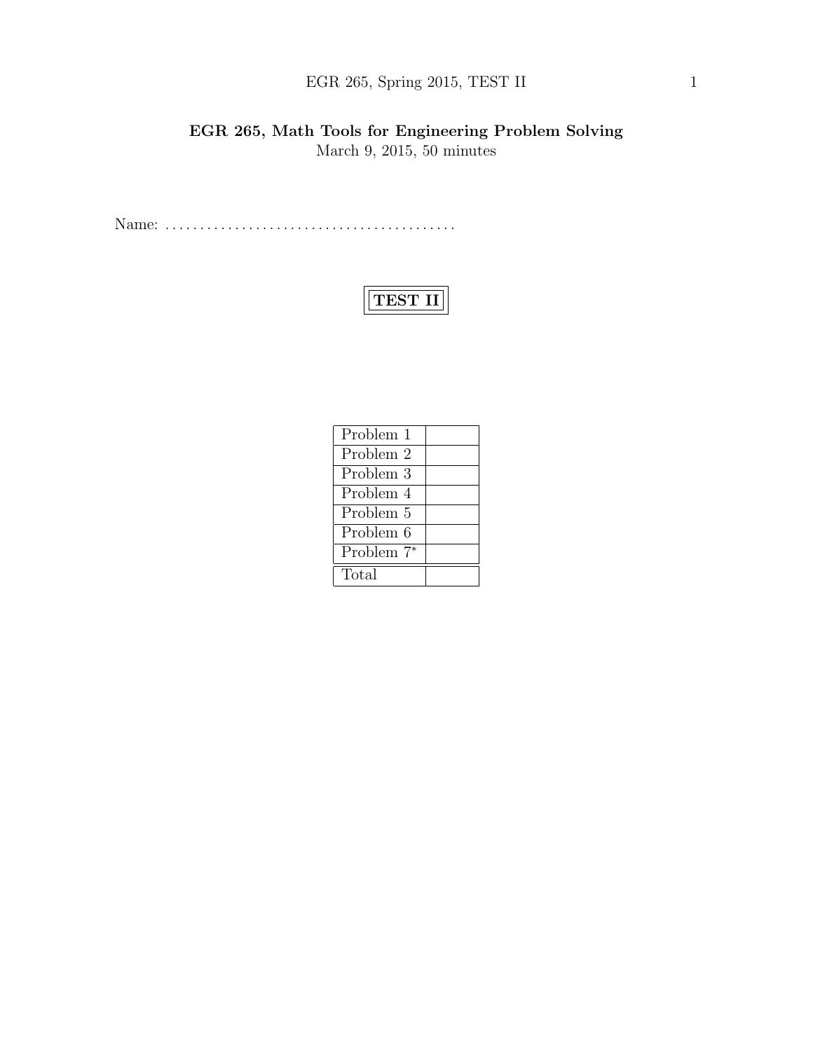## EGR 265, Math Tools for Engineering Problem Solving

March 9, 2015, 50 minutes

Name: ..........................................

**TEST II**

| Problem 1 | |
|---|---|
| Problem 2 | |
| Problem 3 | |
| Problem 4 | |
| Problem 5 | |
| Problem 6 | |
| Problem 7* | |
| Total | |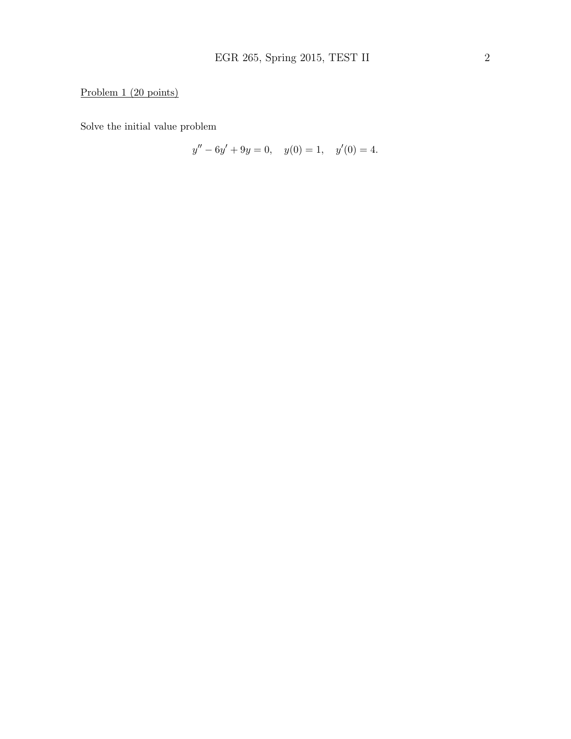Problem 1 (20 points)

Solve the initial value problem

$$y'' - 6y' + 9y = 0, \quad y(0) = 1, \quad y'(0) = 4.$$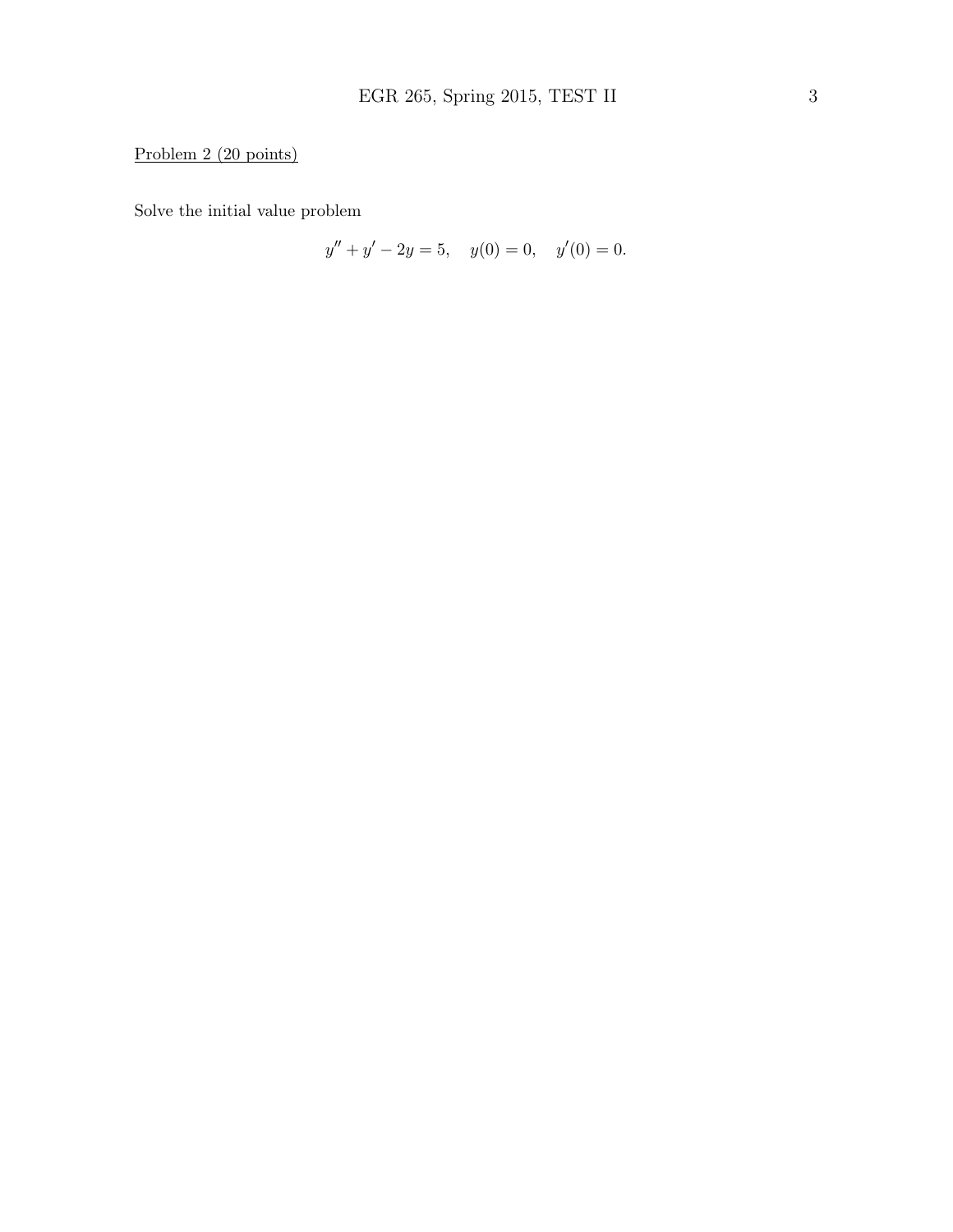Problem 2 (20 points)

Solve the initial value problem

$$y'' + y' - 2y = 5, \quad y(0) = 0, \quad y'(0) = 0.$$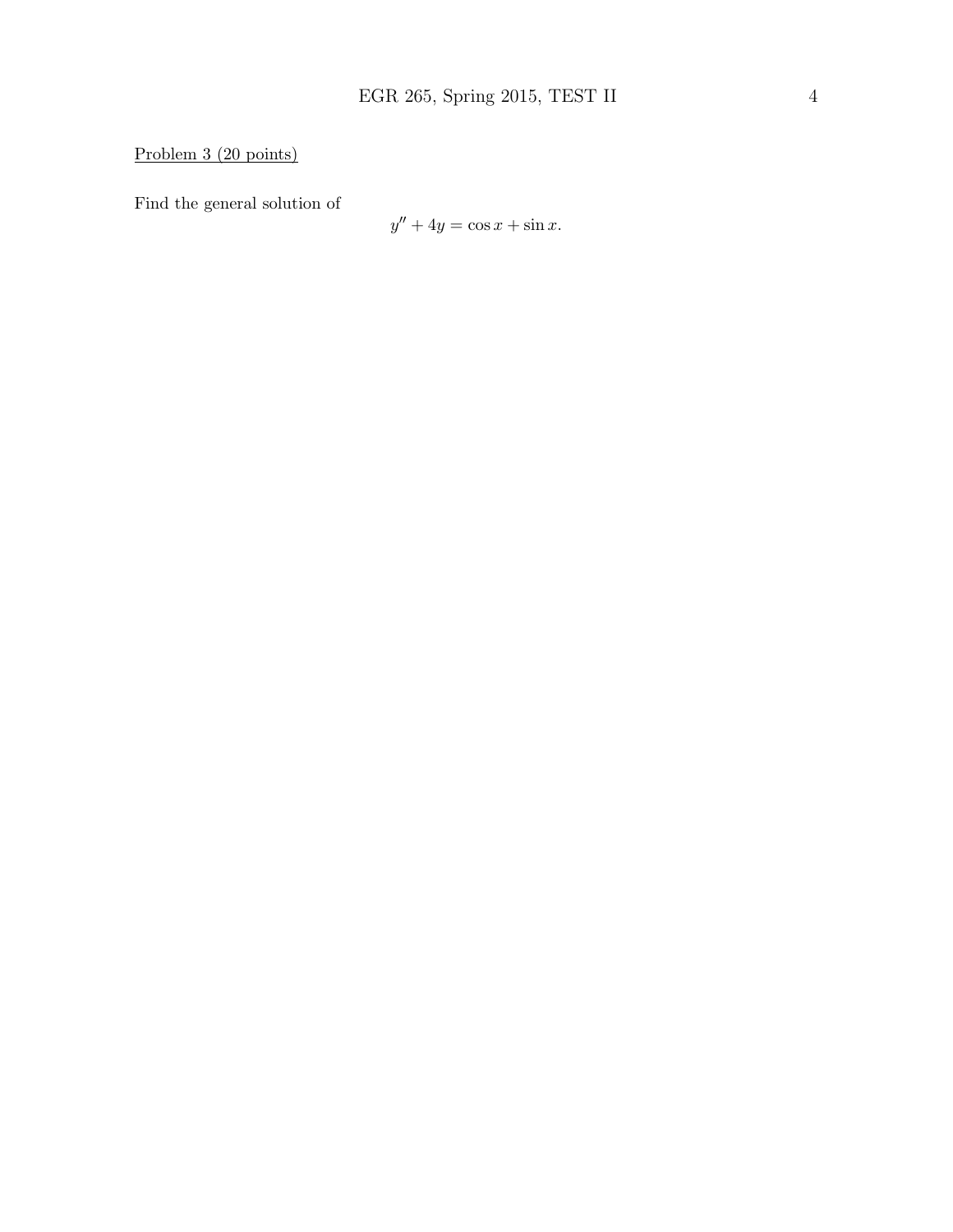Problem 3 (20 points)

Find the general solution of

$$y'' + 4y = \cos x + \sin x.$$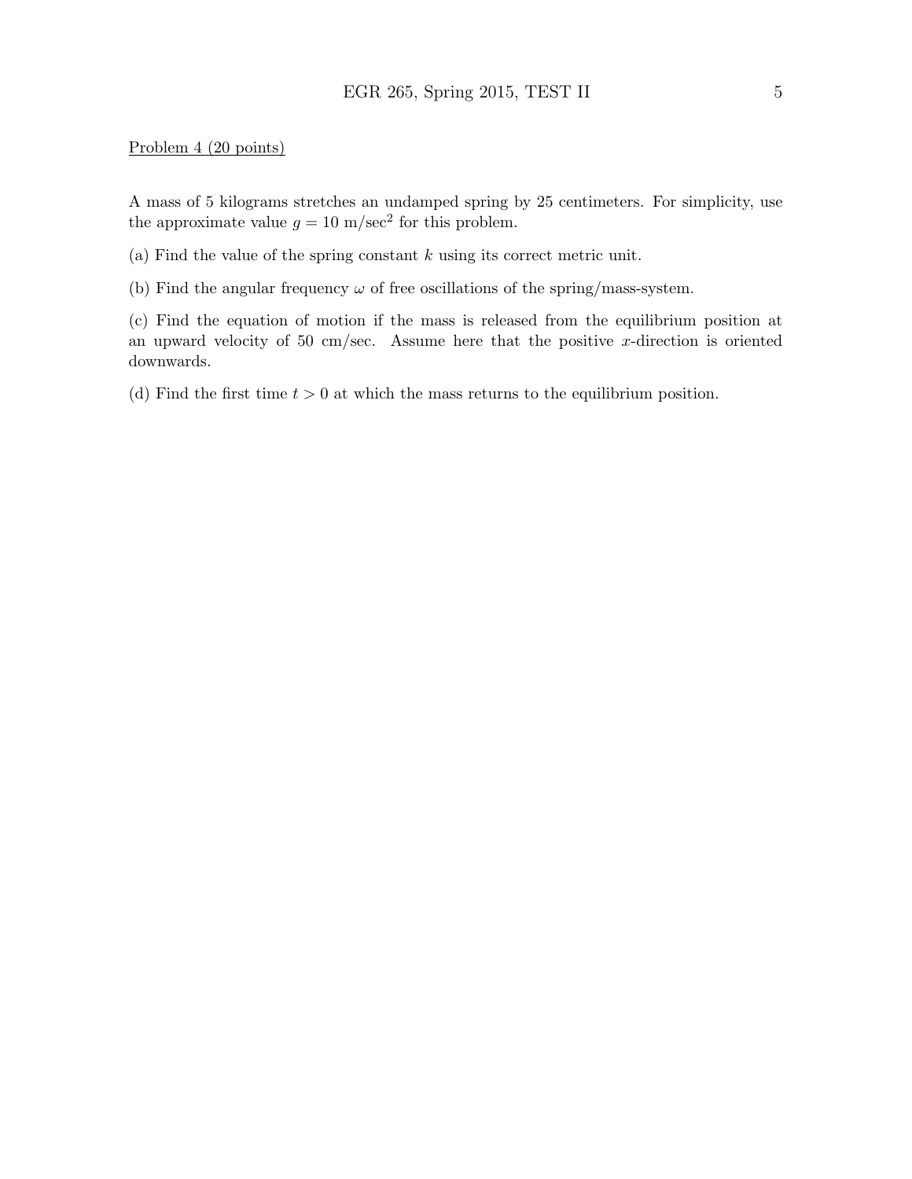Problem 4 (20 points)

A mass of 5 kilograms stretches an undamped spring by 25 centimeters. For simplicity, use the approximate value $g = 10$ m/sec$^2$ for this problem.

(a) Find the value of the spring constant $k$ using its correct metric unit.

(b) Find the angular frequency $\omega$ of free oscillations of the spring/mass-system.

(c) Find the equation of motion if the mass is released from the equilibrium position at an upward velocity of 50 cm/sec. Assume here that the positive $x$-direction is oriented downwards.

(d) Find the first time $t > 0$ at which the mass returns to the equilibrium position.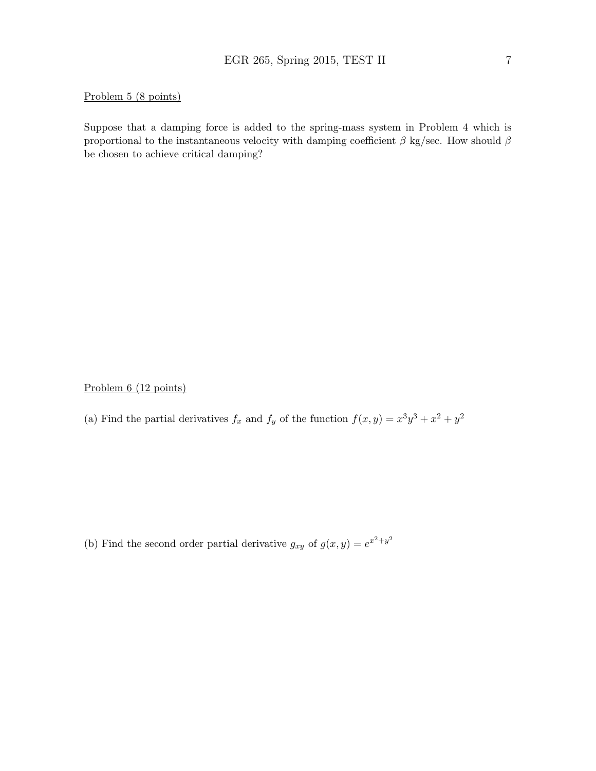Problem 5 (8 points)

Suppose that a damping force is added to the spring-mass system in Problem 4 which is proportional to the instantaneous velocity with damping coefficient $\beta$ kg/sec. How should $\beta$ be chosen to achieve critical damping?

Problem 6 (12 points)

(a) Find the partial derivatives $f_x$ and $f_y$ of the function $f(x, y) = x^3y^3 + x^2 + y^2$

(b) Find the second order partial derivative $g_{xy}$ of $g(x, y) = e^{x^2+y^2}$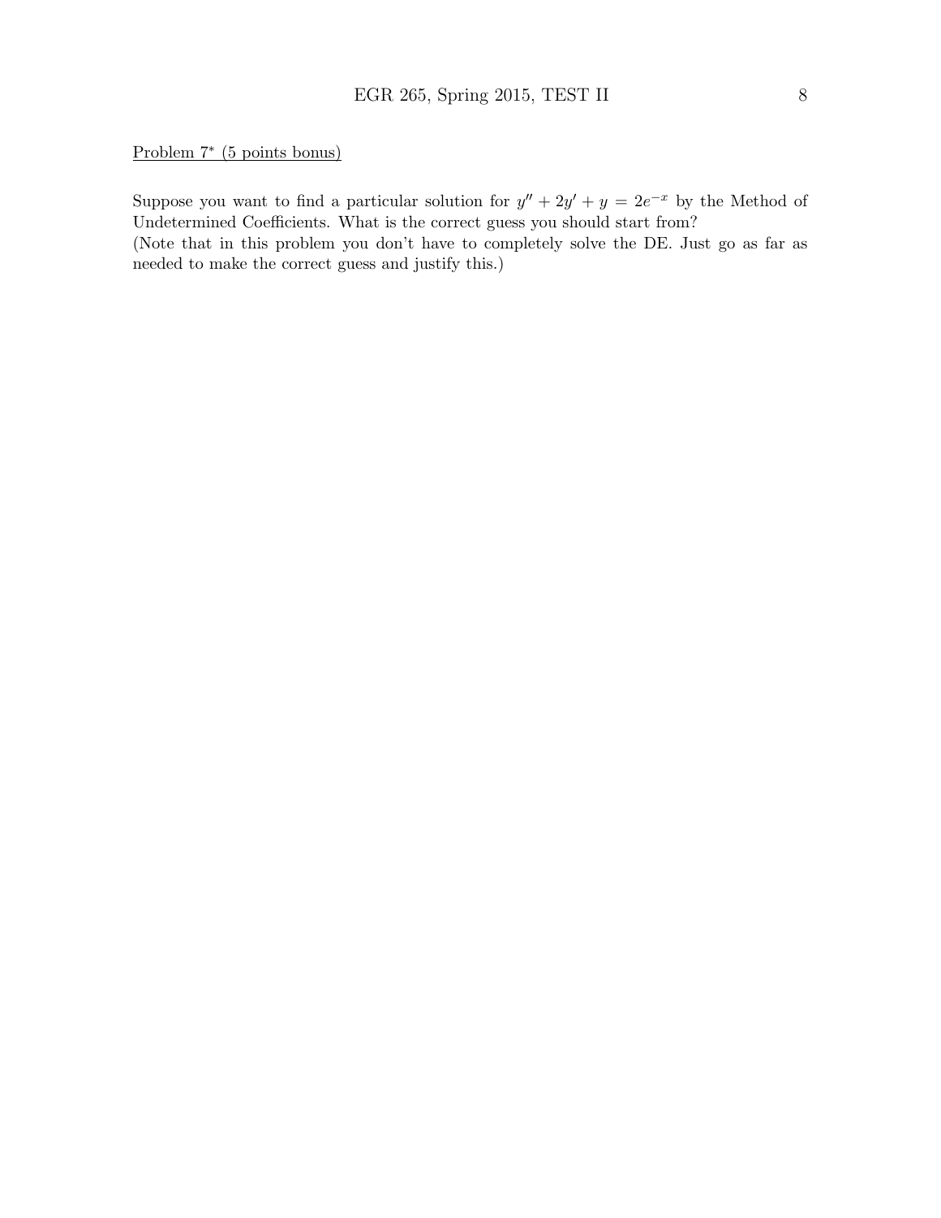Problem 7* (5 points bonus)

Suppose you want to find a particular solution for $y'' + 2y' + y = 2e^{-x}$ by the Method of Undetermined Coefficients. What is the correct guess you should start from?
(Note that in this problem you don't have to completely solve the DE. Just go as far as needed to make the correct guess and justify this.)